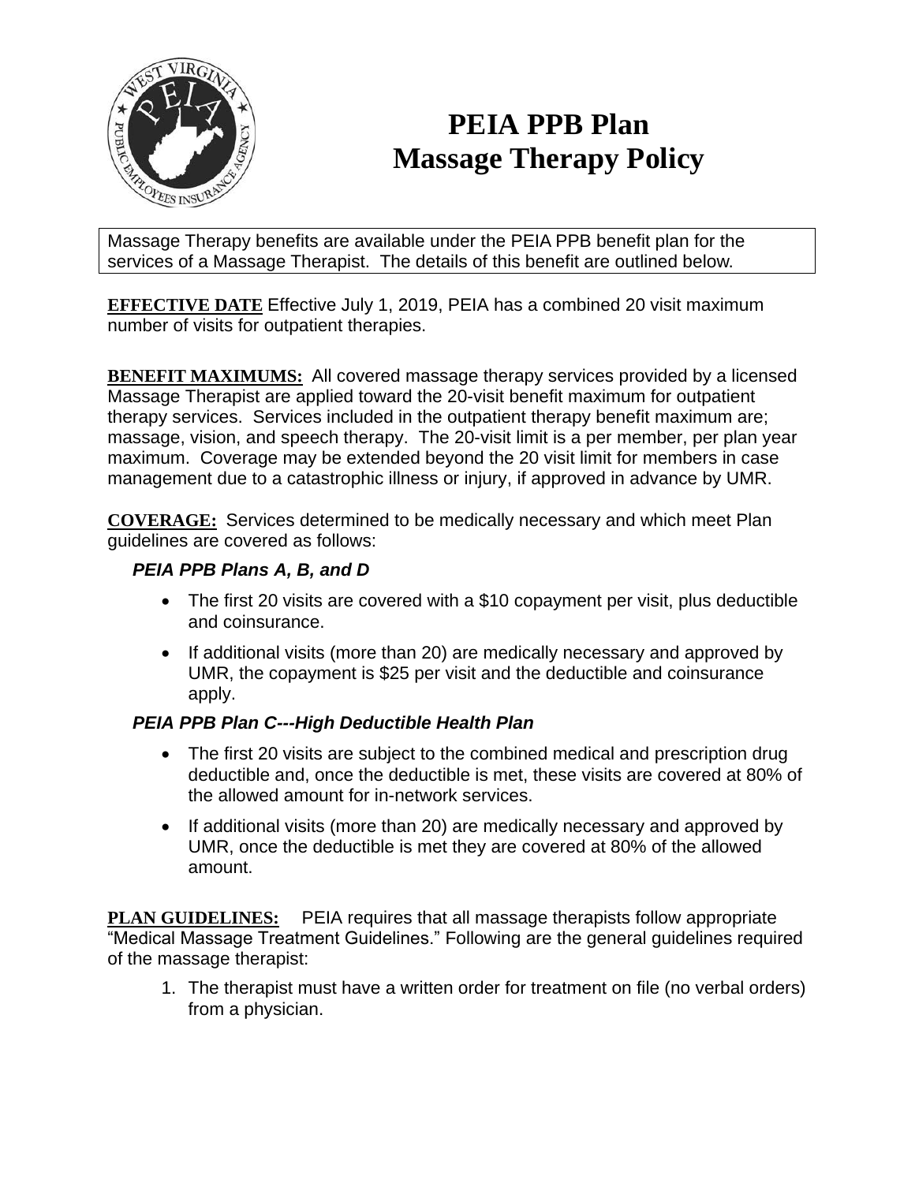# PEIA PPB Plan
# Massage Therapy Policy

Massage Therapy benefits are available under the PEIA PPB benefit plan for the services of a Massage Therapist. The details of this benefit are outlined below.

**EFFECTIVE DATE** Effective July 1, 2019, PEIA has a combined 20 visit maximum number of visits for outpatient therapies.

**BENEFIT MAXIMUMS:** All covered massage therapy services provided by a licensed Massage Therapist are applied toward the 20-visit benefit maximum for outpatient therapy services. Services included in the outpatient therapy benefit maximum are; massage, vision, and speech therapy. The 20-visit limit is a per member, per plan year maximum. Coverage may be extended beyond the 20 visit limit for members in case management due to a catastrophic illness or injury, if approved in advance by UMR.

**COVERAGE:** Services determined to be medically necessary and which meet Plan guidelines are covered as follows:

***PEIA PPB Plans A, B, and D***

- The first 20 visits are covered with a $10 copayment per visit, plus deductible and coinsurance.
- If additional visits (more than 20) are medically necessary and approved by UMR, the copayment is $25 per visit and the deductible and coinsurance apply.

***PEIA PPB Plan C---High Deductible Health Plan***

- The first 20 visits are subject to the combined medical and prescription drug deductible and, once the deductible is met, these visits are covered at 80% of the allowed amount for in-network services.
- If additional visits (more than 20) are medically necessary and approved by UMR, once the deductible is met they are covered at 80% of the allowed amount.

**PLAN GUIDELINES:** PEIA requires that all massage therapists follow appropriate "Medical Massage Treatment Guidelines." Following are the general guidelines required of the massage therapist:

1. The therapist must have a written order for treatment on file (no verbal orders) from a physician.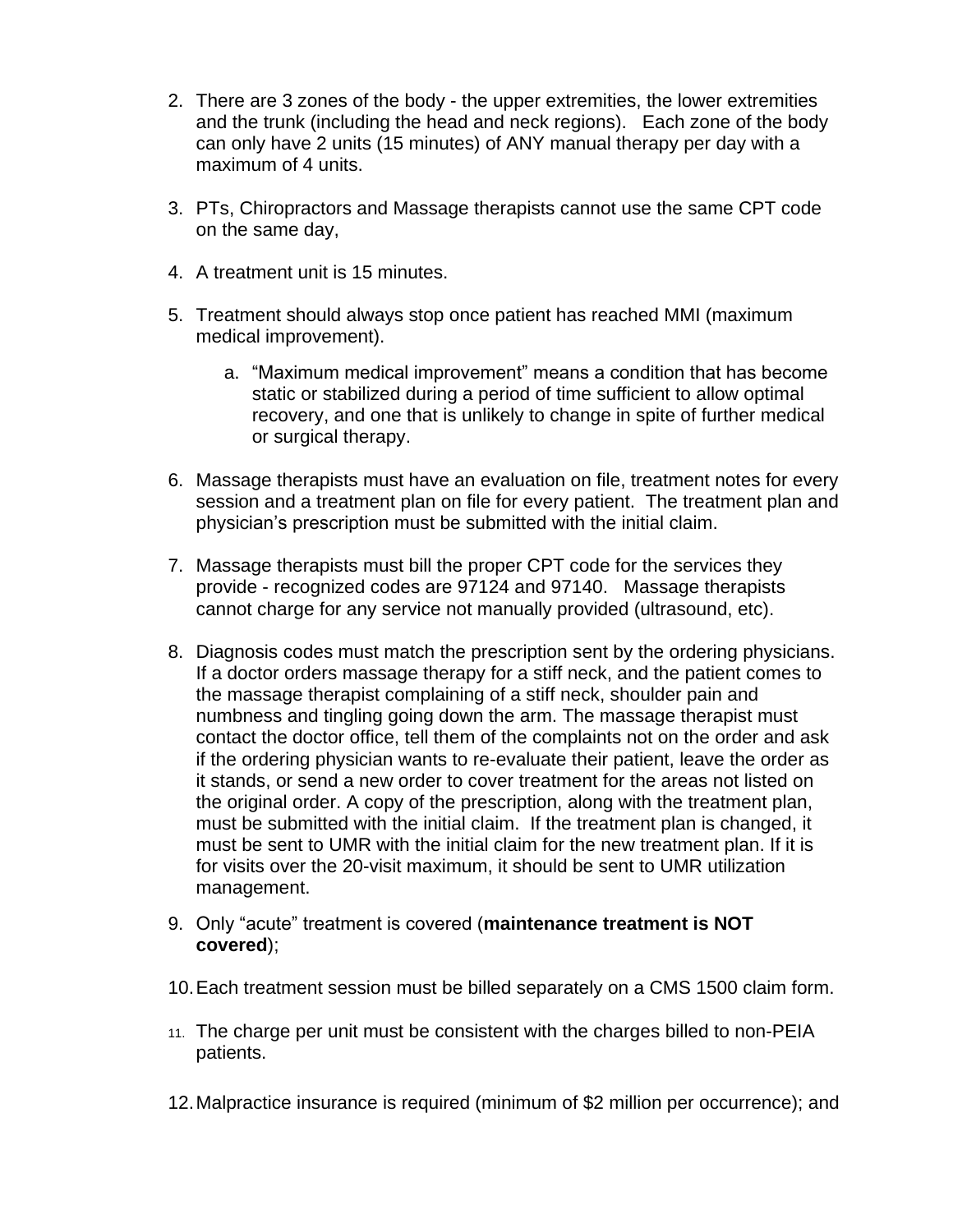2. There are 3 zones of the body - the upper extremities, the lower extremities and the trunk (including the head and neck regions). Each zone of the body can only have 2 units (15 minutes) of ANY manual therapy per day with a maximum of 4 units.

3. PTs, Chiropractors and Massage therapists cannot use the same CPT code on the same day,

4. A treatment unit is 15 minutes.

5. Treatment should always stop once patient has reached MMI (maximum medical improvement).

   a. “Maximum medical improvement” means a condition that has become static or stabilized during a period of time sufficient to allow optimal recovery, and one that is unlikely to change in spite of further medical or surgical therapy.

6. Massage therapists must have an evaluation on file, treatment notes for every session and a treatment plan on file for every patient. The treatment plan and physician’s prescription must be submitted with the initial claim.

7. Massage therapists must bill the proper CPT code for the services they provide - recognized codes are 97124 and 97140. Massage therapists cannot charge for any service not manually provided (ultrasound, etc).

8. Diagnosis codes must match the prescription sent by the ordering physicians. If a doctor orders massage therapy for a stiff neck, and the patient comes to the massage therapist complaining of a stiff neck, shoulder pain and numbness and tingling going down the arm. The massage therapist must contact the doctor office, tell them of the complaints not on the order and ask if the ordering physician wants to re-evaluate their patient, leave the order as it stands, or send a new order to cover treatment for the areas not listed on the original order. A copy of the prescription, along with the treatment plan, must be submitted with the initial claim. If the treatment plan is changed, it must be sent to UMR with the initial claim for the new treatment plan. If it is for visits over the 20-visit maximum, it should be sent to UMR utilization management.

9. Only “acute” treatment is covered (**maintenance treatment is NOT covered**);

10. Each treatment session must be billed separately on a CMS 1500 claim form.

11. The charge per unit must be consistent with the charges billed to non-PEIA patients.

12. Malpractice insurance is required (minimum of $2 million per occurrence); and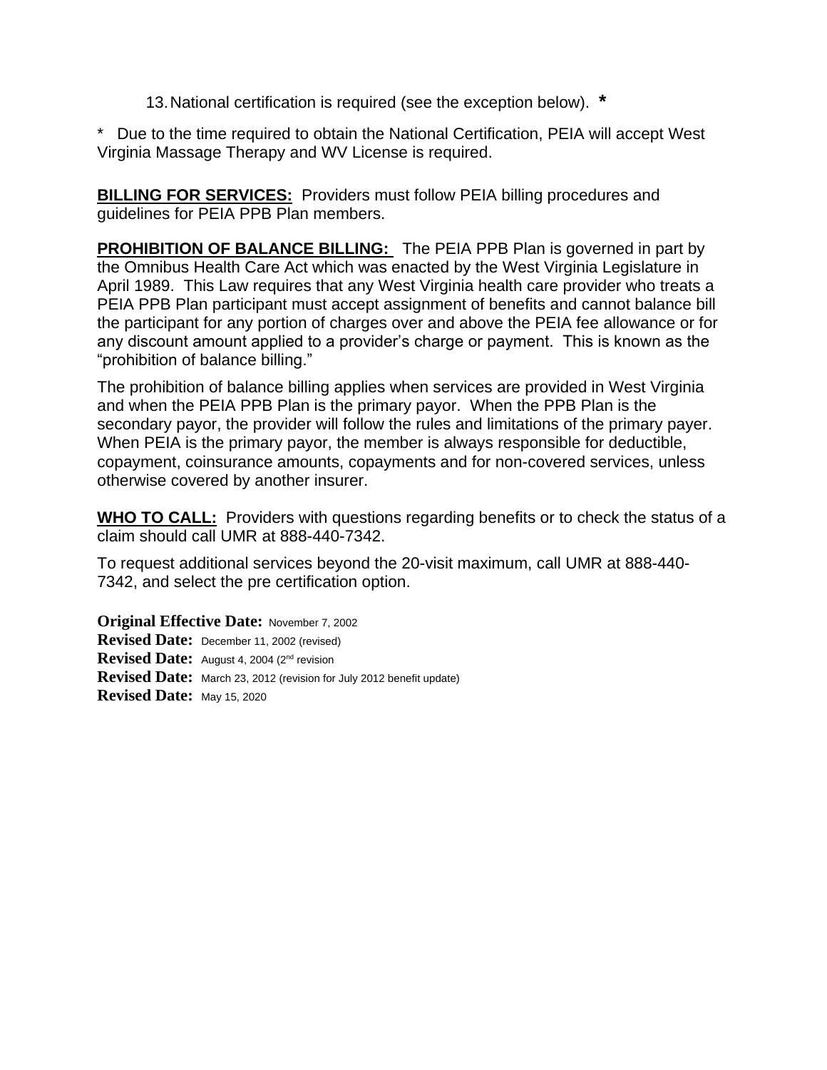13. National certification is required (see the exception below). **\***

\* Due to the time required to obtain the National Certification, PEIA will accept West Virginia Massage Therapy and WV License is required.

**BILLING FOR SERVICES:** Providers must follow PEIA billing procedures and guidelines for PEIA PPB Plan members.

**PROHIBITION OF BALANCE BILLING:** The PEIA PPB Plan is governed in part by the Omnibus Health Care Act which was enacted by the West Virginia Legislature in April 1989. This Law requires that any West Virginia health care provider who treats a PEIA PPB Plan participant must accept assignment of benefits and cannot balance bill the participant for any portion of charges over and above the PEIA fee allowance or for any discount amount applied to a provider's charge or payment. This is known as the "prohibition of balance billing."

The prohibition of balance billing applies when services are provided in West Virginia and when the PEIA PPB Plan is the primary payor. When the PPB Plan is the secondary payor, the provider will follow the rules and limitations of the primary payer. When PEIA is the primary payor, the member is always responsible for deductible, copayment, coinsurance amounts, copayments and for non-covered services, unless otherwise covered by another insurer.

**WHO TO CALL:** Providers with questions regarding benefits or to check the status of a claim should call UMR at 888-440-7342.

To request additional services beyond the 20-visit maximum, call UMR at 888-440-7342, and select the pre certification option.

**Original Effective Date:** November 7, 2002
**Revised Date:** December 11, 2002 (revised)
**Revised Date:** August 4, 2004 (2nd revision
**Revised Date:** March 23, 2012 (revision for July 2012 benefit update)
**Revised Date:** May 15, 2020